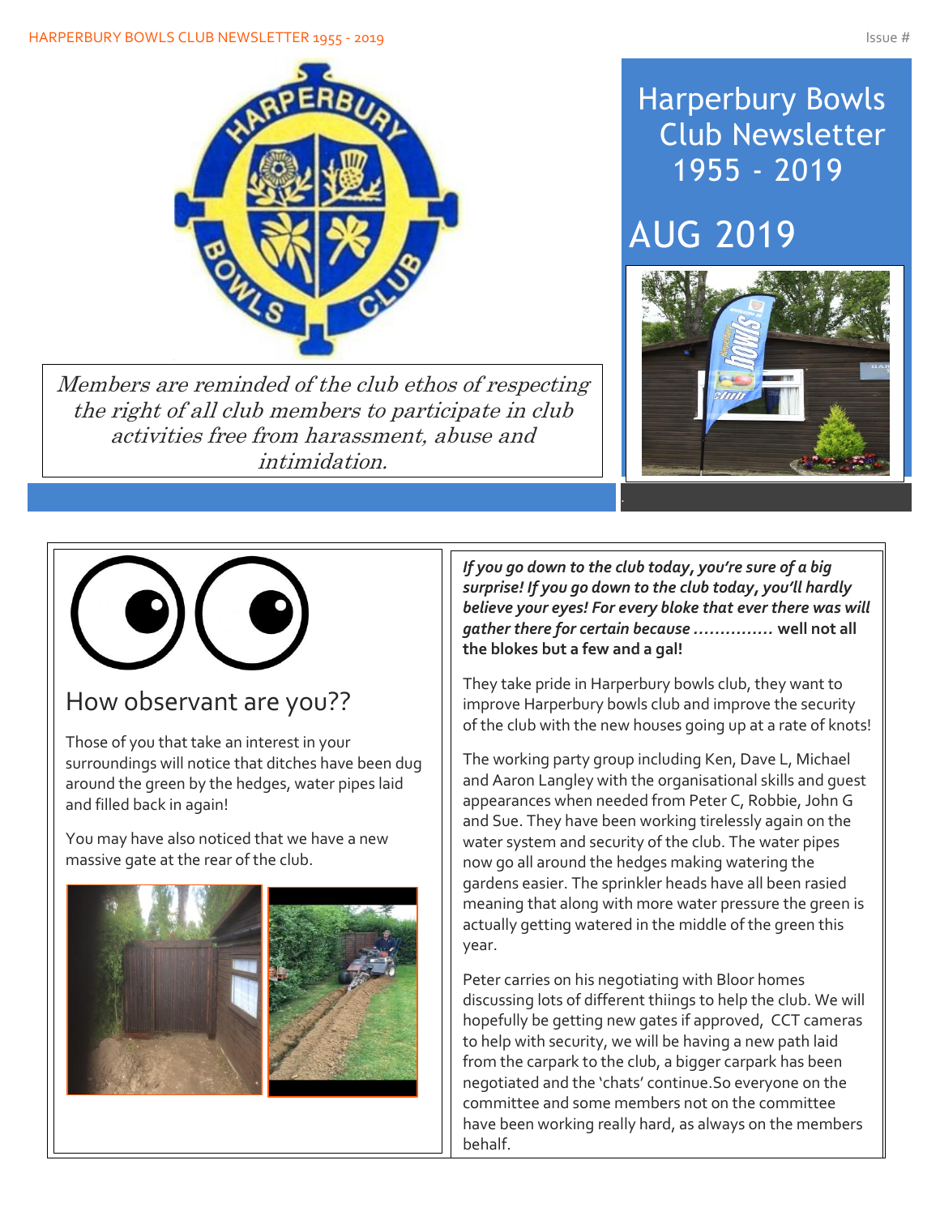# Harperbury Bowls Club Newsletter 1955 - 2019

## AUG 2019

*Members are reminded of the club ethos of respecting the right of all club members to participate in club activities free from harassment, abuse and intimidation.*

## How observant are you??

Those of you that take an interest in your surroundings will notice that ditches have been dug around the green by the hedges, water pipes laid and filled back in again!

You may have also noticed that we have a new massive gate at the rear of the club.

***If you go down to the club today, you're sure of a big surprise! If you go down to the club today, you'll hardly believe your eyes! For every bloke that ever there was will gather there for certain because ……………*** **well not all the blokes but a few and a gal!**

They take pride in Harperbury bowls club, they want to improve Harperbury bowls club and improve the security of the club with the new houses going up at a rate of knots!

The working party group including Ken, Dave L, Michael and Aaron Langley with the organisational skills and guest appearances when needed from Peter C, Robbie, John G and Sue. They have been working tirelessly again on the water system and security of the club. The water pipes now go all around the hedges making watering the gardens easier. The sprinkler heads have all been rasied meaning that along with more water pressure the green is actually getting watered in the middle of the green this year.

Peter carries on his negotiating with Bloor homes discussing lots of different thiings to help the club. We will hopefully be getting new gates if approved, CCT cameras to help with security, we will be having a new path laid from the carpark to the club, a bigger carpark has been negotiated and the 'chats' continue.So everyone on the committee and some members not on the committee have been working really hard, as always on the members behalf.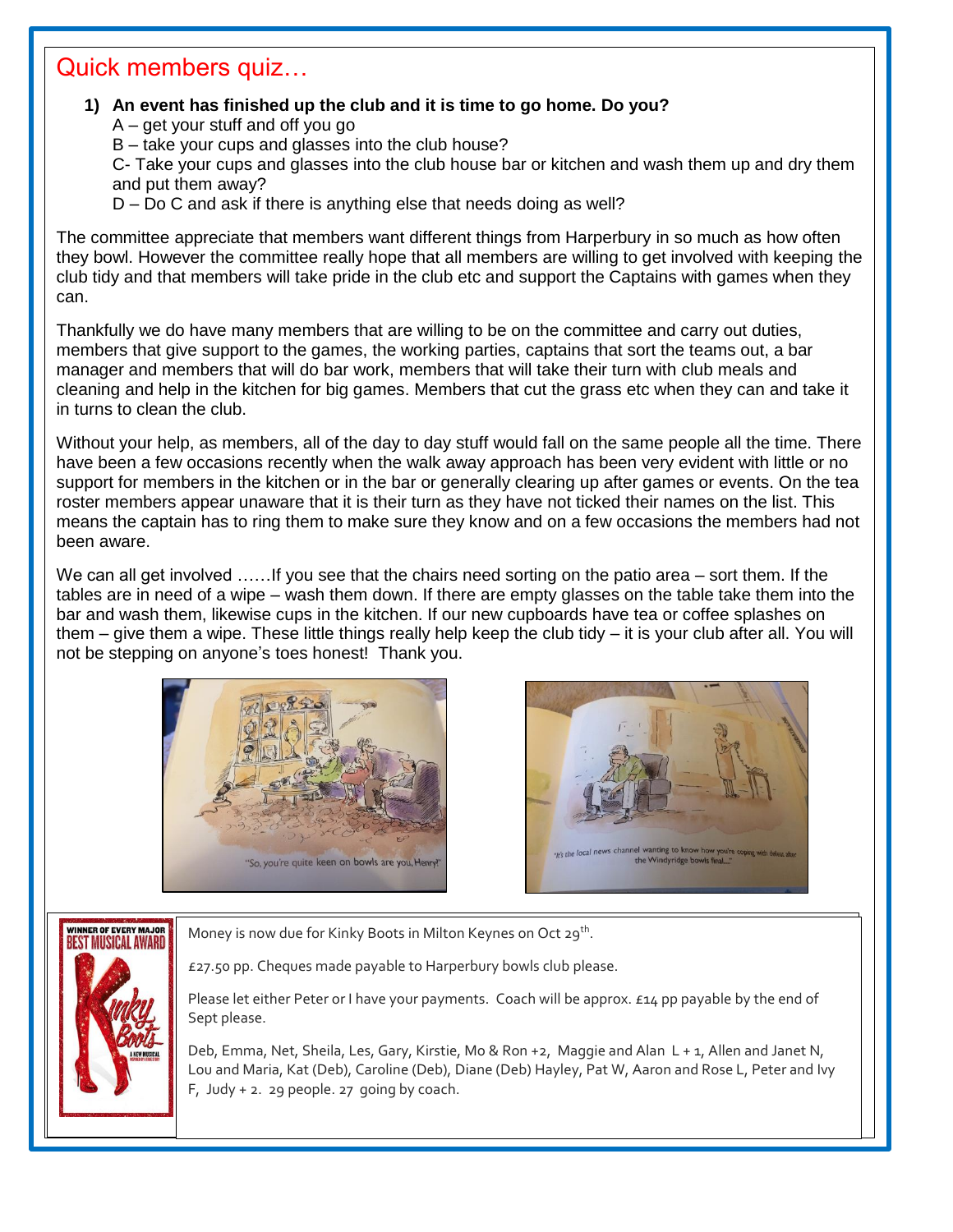## Quick members quiz…

**1) An event has finished up the club and it is time to go home. Do you?**

A – get your stuff and off you go
B – take your cups and glasses into the club house?
C- Take your cups and glasses into the club house bar or kitchen and wash them up and dry them and put them away?
D – Do C and ask if there is anything else that needs doing as well?

The committee appreciate that members want different things from Harperbury in so much as how often they bowl. However the committee really hope that all members are willing to get involved with keeping the club tidy and that members will take pride in the club etc and support the Captains with games when they can.

Thankfully we do have many members that are willing to be on the committee and carry out duties, members that give support to the games, the working parties, captains that sort the teams out, a bar manager and members that will do bar work, members that will take their turn with club meals and cleaning and help in the kitchen for big games. Members that cut the grass etc when they can and take it in turns to clean the club.

Without your help, as members, all of the day to day stuff would fall on the same people all the time. There have been a few occasions recently when the walk away approach has been very evident with little or no support for members in the kitchen or in the bar or generally clearing up after games or events. On the tea roster members appear unaware that it is their turn as they have not ticked their names on the list. This means the captain has to ring them to make sure they know and on a few occasions the members had not been aware.

We can all get involved ……If you see that the chairs need sorting on the patio area – sort them. If the tables are in need of a wipe – wash them down. If there are empty glasses on the table take them into the bar and wash them, likewise cups in the kitchen. If our new cupboards have tea or coffee splashes on them – give them a wipe. These little things really help keep the club tidy – it is your club after all. You will not be stepping on anyone's toes honest! Thank you.

"So, you're quite keen on bowls are you, Henry?"

"It's the local news channel wanting to know how you're coping with defeat after the Windyridge bowls final..."

Money is now due for Kinky Boots in Milton Keynes on Oct 29th.

£27.50 pp. Cheques made payable to Harperbury bowls club please.

Please let either Peter or I have your payments. Coach will be approx. £14 pp payable by the end of Sept please.

Deb, Emma, Net, Sheila, Les, Gary, Kirstie, Mo & Ron +2, Maggie and Alan L + 1, Allen and Janet N, Lou and Maria, Kat (Deb), Caroline (Deb), Diane (Deb) Hayley, Pat W, Aaron and Rose L, Peter and Ivy F, Judy + 2. 29 people. 27 going by coach.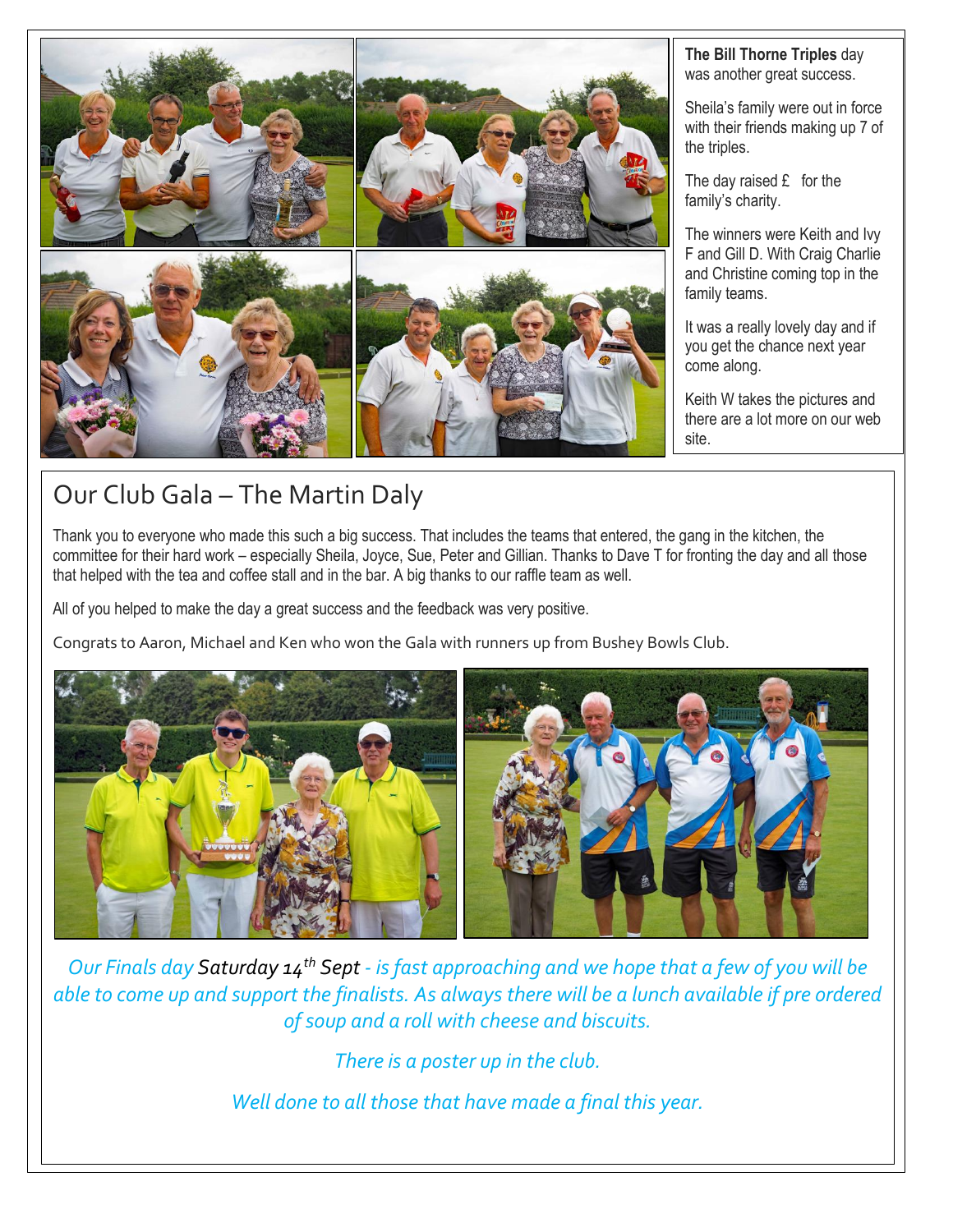**The Bill Thorne Triples** day was another great success.

Sheila's family were out in force with their friends making up 7 of the triples.

The day raised £   for the family's charity.

The winners were Keith and Ivy F and Gill D. With Craig Charlie and Christine coming top in the family teams.

It was a really lovely day and if you get the chance next year come along.

Keith W takes the pictures and there are a lot more on our web site.

## Our Club Gala – The Martin Daly

Thank you to everyone who made this such a big success. That includes the teams that entered, the gang in the kitchen, the committee for their hard work – especially Sheila, Joyce, Sue, Peter and Gillian. Thanks to Dave T for fronting the day and all those that helped with the tea and coffee stall and in the bar. A big thanks to our raffle team as well.

All of you helped to make the day a great success and the feedback was very positive.

Congrats to Aaron, Michael and Ken who won the Gala with runners up from Bushey Bowls Club.

*Our Finals day* ***Saturday 14th Sept*** *- is fast approaching and we hope that a few of you will be able to come up and support the finalists. As always there will be a lunch available if pre ordered of soup and a roll with cheese and biscuits.*

*There is a poster up in the club.*

*Well done to all those that have made a final this year.*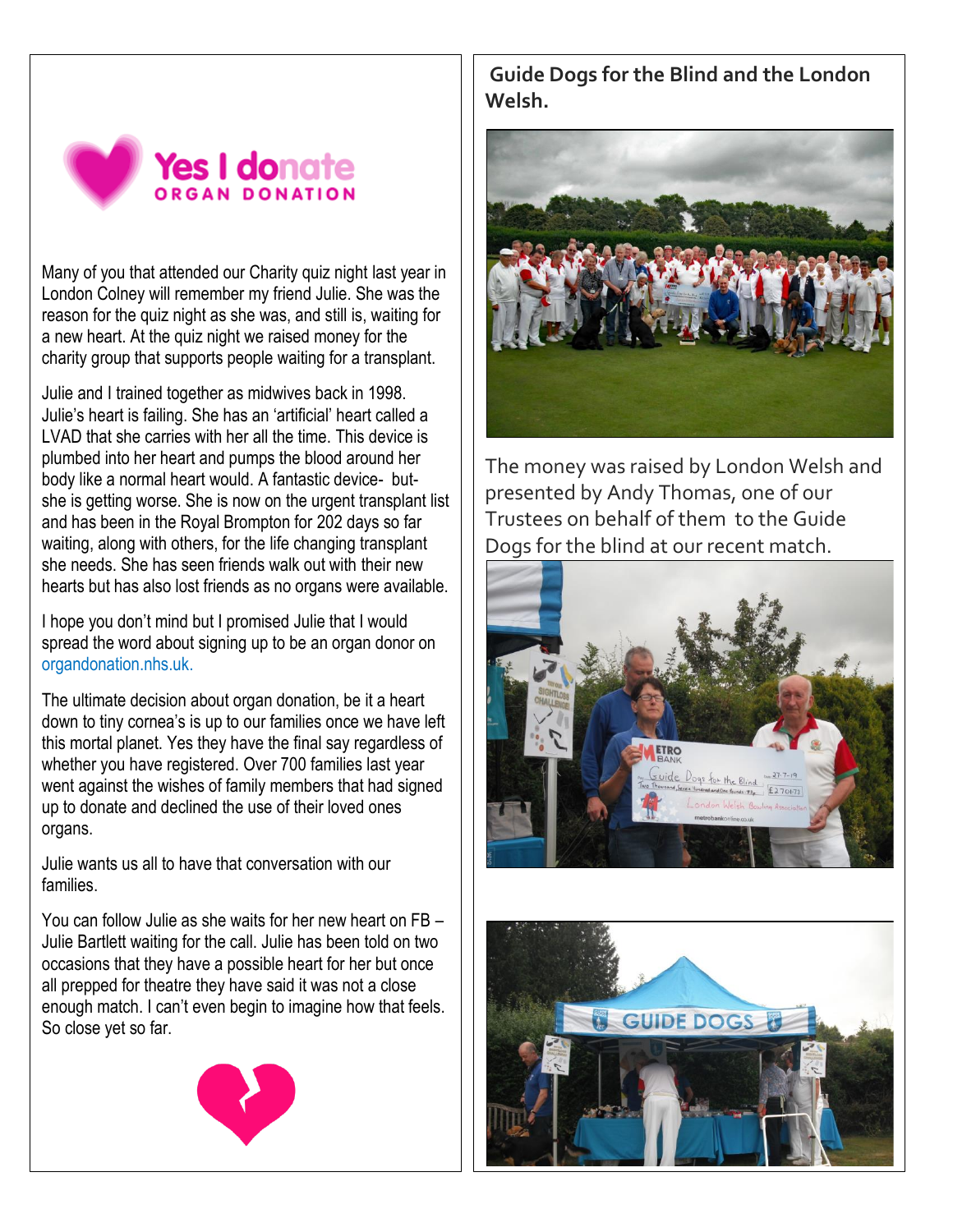Yes I donate
ORGAN DONATION

Many of you that attended our Charity quiz night last year in London Colney will remember my friend Julie. She was the reason for the quiz night as she was, and still is, waiting for a new heart. At the quiz night we raised money for the charity group that supports people waiting for a transplant.

Julie and I trained together as midwives back in 1998. Julie's heart is failing. She has an 'artificial' heart called a LVAD that she carries with her all the time. This device is plumbed into her heart and pumps the blood around her body like a normal heart would. A fantastic device- but- she is getting worse. She is now on the urgent transplant list and has been in the Royal Brompton for 202 days so far waiting, along with others, for the life changing transplant she needs. She has seen friends walk out with their new hearts but has also lost friends as no organs were available.

I hope you don't mind but I promised Julie that I would spread the word about signing up to be an organ donor on organdonation.nhs.uk.

The ultimate decision about organ donation, be it a heart down to tiny cornea's is up to our families once we have left this mortal planet. Yes they have the final say regardless of whether you have registered. Over 700 families last year went against the wishes of family members that had signed up to donate and declined the use of their loved ones organs.

Julie wants us all to have that conversation with our families.

You can follow Julie as she waits for her new heart on FB – Julie Bartlett waiting for the call. Julie has been told on two occasions that they have a possible heart for her but once all prepped for theatre they have said it was not a close enough match. I can't even begin to imagine how that feels. So close yet so far.

## Guide Dogs for the Blind and the London Welsh.

The money was raised by London Welsh and presented by Andy Thomas, one of our Trustees on behalf of them to the Guide Dogs for the blind at our recent match.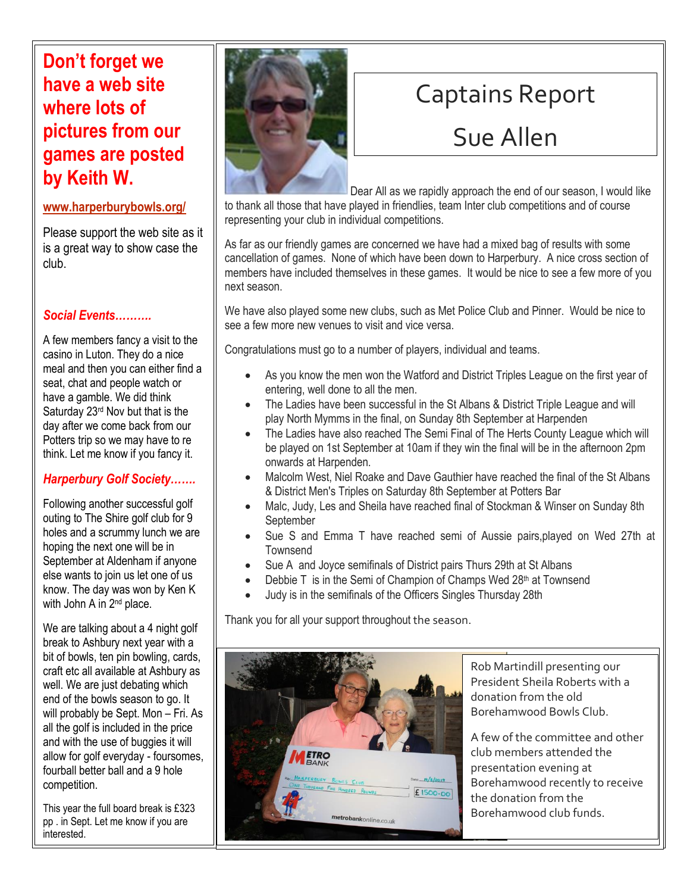## Don't forget we have a web site where lots of pictures from our games are posted by Keith W.

[www.harperburybowls.org/](http://www.harperburybowls.org/)

Please support the web site as it is a great way to show case the club.

### *Social Events……….*

A few members fancy a visit to the casino in Luton. They do a nice meal and then you can either find a seat, chat and people watch or have a gamble. We did think Saturday 23rd Nov but that is the day after we come back from our Potters trip so we may have to re think. Let me know if you fancy it.

### *Harperbury Golf Society…….*

Following another successful golf outing to The Shire golf club for 9 holes and a scrummy lunch we are hoping the next one will be in September at Aldenham if anyone else wants to join us let one of us know. The day was won by Ken K with John A in 2nd place.

We are talking about a 4 night golf break to Ashbury next year with a bit of bowls, ten pin bowling, cards, craft etc all available at Ashbury as well. We are just debating which end of the bowls season to go. It will probably be Sept. Mon – Fri. As all the golf is included in the price and with the use of buggies it will allow for golf everyday - foursomes, fourball better ball and a 9 hole competition.

This year the full board break is £323 pp . in Sept. Let me know if you are interested.

# Captains Report

## Sue Allen

Dear All as we rapidly approach the end of our season, I would like to thank all those that have played in friendlies, team Inter club competitions and of course representing your club in individual competitions.

As far as our friendly games are concerned we have had a mixed bag of results with some cancellation of games. None of which have been down to Harperbury. A nice cross section of members have included themselves in these games. It would be nice to see a few more of you next season.

We have also played some new clubs, such as Met Police Club and Pinner. Would be nice to see a few more new venues to visit and vice versa.

Congratulations must go to a number of players, individual and teams.

- As you know the men won the Watford and District Triples League on the first year of entering, well done to all the men.
- The Ladies have been successful in the St Albans & District Triple League and will play North Mymms in the final, on Sunday 8th September at Harpenden
- The Ladies have also reached The Semi Final of The Herts County League which will be played on 1st September at 10am if they win the final will be in the afternoon 2pm onwards at Harpenden.
- Malcolm West, Niel Roake and Dave Gauthier have reached the final of the St Albans & District Men's Triples on Saturday 8th September at Potters Bar
- Malc, Judy, Les and Sheila have reached final of Stockman & Winser on Sunday 8th September
- Sue S and Emma T have reached semi of Aussie pairs,played on Wed 27th at Townsend
- Sue A and Joyce semifinals of District pairs Thurs 29th at St Albans
- Debbie T is in the Semi of Champion of Champs Wed 28th at Townsend
- Judy is in the semifinals of the Officers Singles Thursday 28th

Thank you for all your support throughout the season.

Rob Martindill presenting our President Sheila Roberts with a donation from the old Borehamwood Bowls Club.

A few of the committee and other club members attended the presentation evening at Borehamwood recently to receive the donation from the Borehamwood club funds.